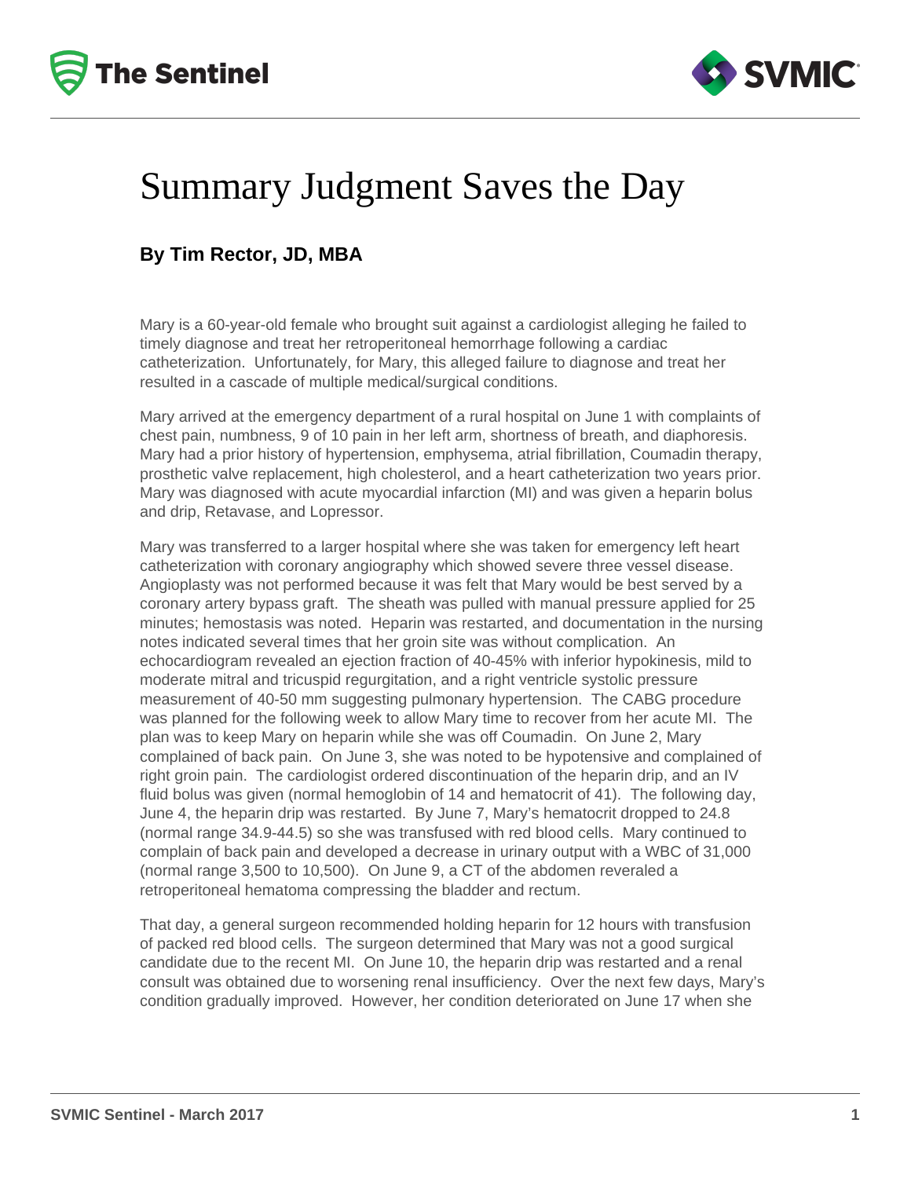# Summary Judgment Saves the Day

**By Tim Rector, JD, MBA**

Mary is a 60-year-old female who brought suit against a cardiologist alleging he failed to timely diagnose and treat her retroperitoneal hemorrhage following a cardiac catheterization. Unfortunately, for Mary, this alleged failure to diagnose and treat her resulted in a cascade of multiple medical/surgical conditions.

Mary arrived at the emergency department of a rural hospital on June 1 with complaints of chest pain, numbness, 9 of 10 pain in her left arm, shortness of breath, and diaphoresis. Mary had a prior history of hypertension, emphysema, atrial fibrillation, Coumadin therapy, prosthetic valve replacement, high cholesterol, and a heart catheterization two years prior. Mary was diagnosed with acute myocardial infarction (MI) and was given a heparin bolus and drip, Retavase, and Lopressor.

Mary was transferred to a larger hospital where she was taken for emergency left heart catheterization with coronary angiography which showed severe three vessel disease. Angioplasty was not performed because it was felt that Mary would be best served by a coronary artery bypass graft. The sheath was pulled with manual pressure applied for 25 minutes; hemostasis was noted. Heparin was restarted, and documentation in the nursing notes indicated several times that her groin site was without complication. An echocardiogram revealed an ejection fraction of 40-45% with inferior hypokinesis, mild to moderate mitral and tricuspid regurgitation, and a right ventricle systolic pressure measurement of 40-50 mm suggesting pulmonary hypertension. The CABG procedure was planned for the following week to allow Mary time to recover from her acute MI. The plan was to keep Mary on heparin while she was off Coumadin. On June 2, Mary complained of back pain. On June 3, she was noted to be hypotensive and complained of right groin pain. The cardiologist ordered discontinuation of the heparin drip, and an IV fluid bolus was given (normal hemoglobin of 14 and hematocrit of 41). The following day, June 4, the heparin drip was restarted. By June 7, Mary's hematocrit dropped to 24.8 (normal range 34.9-44.5) so she was transfused with red blood cells. Mary continued to complain of back pain and developed a decrease in urinary output with a WBC of 31,000 (normal range 3,500 to 10,500). On June 9, a CT of the abdomen reveraled a retroperitoneal hematoma compressing the bladder and rectum.

That day, a general surgeon recommended holding heparin for 12 hours with transfusion of packed red blood cells. The surgeon determined that Mary was not a good surgical candidate due to the recent MI. On June 10, the heparin drip was restarted and a renal consult was obtained due to worsening renal insufficiency. Over the next few days, Mary's condition gradually improved. However, her condition deteriorated on June 17 when she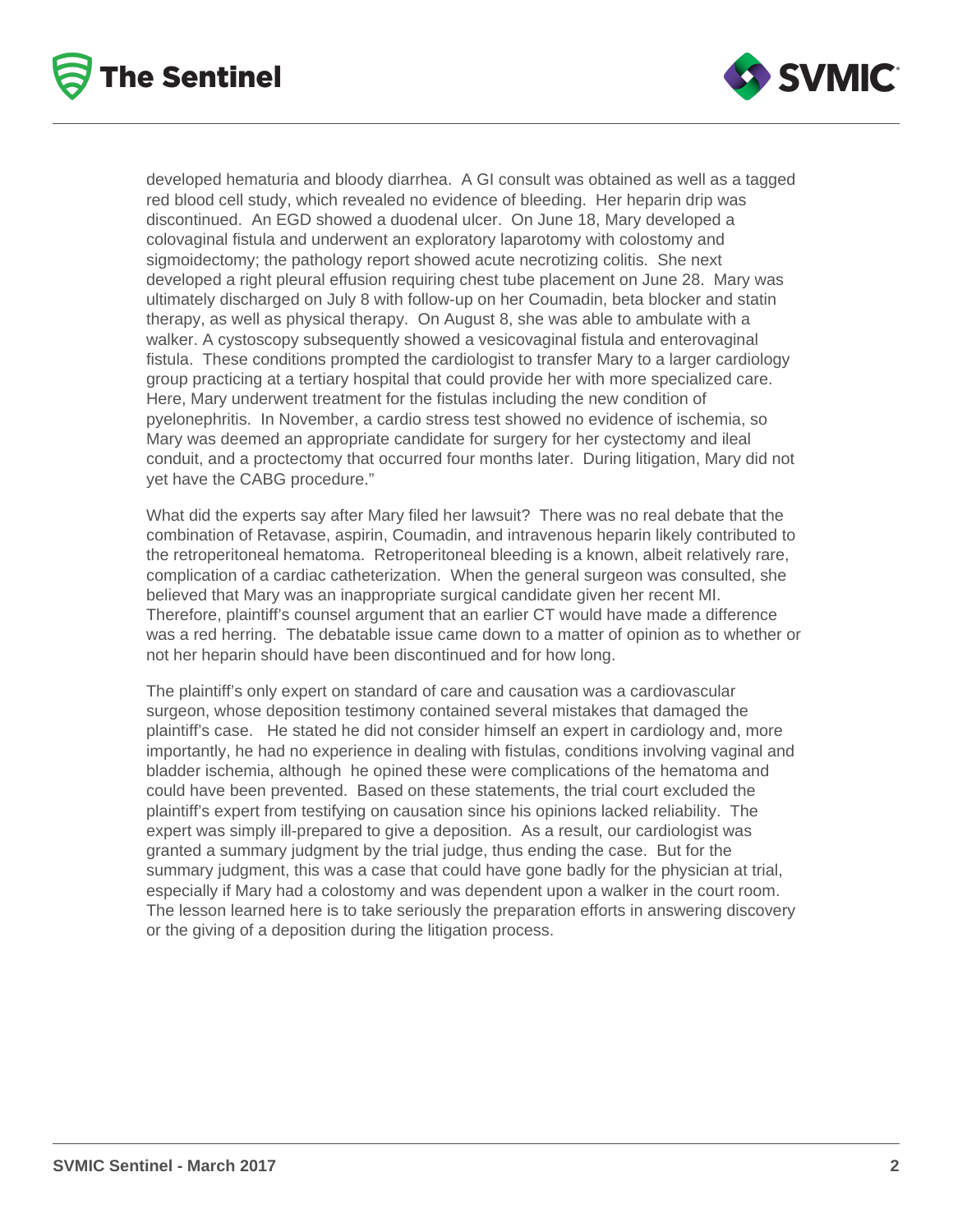developed hematuria and bloody diarrhea. A GI consult was obtained as well as a tagged red blood cell study, which revealed no evidence of bleeding. Her heparin drip was discontinued. An EGD showed a duodenal ulcer. On June 18, Mary developed a colovaginal fistula and underwent an exploratory laparotomy with colostomy and sigmoidectomy; the pathology report showed acute necrotizing colitis. She next developed a right pleural effusion requiring chest tube placement on June 28. Mary was ultimately discharged on July 8 with follow-up on her Coumadin, beta blocker and statin therapy, as well as physical therapy. On August 8, she was able to ambulate with a walker. A cystoscopy subsequently showed a vesicovaginal fistula and enterovaginal fistula. These conditions prompted the cardiologist to transfer Mary to a larger cardiology group practicing at a tertiary hospital that could provide her with more specialized care. Here, Mary underwent treatment for the fistulas including the new condition of pyelonephritis. In November, a cardio stress test showed no evidence of ischemia, so Mary was deemed an appropriate candidate for surgery for her cystectomy and ileal conduit, and a proctectomy that occurred four months later. During litigation, Mary did not yet have the CABG procedure."

What did the experts say after Mary filed her lawsuit? There was no real debate that the combination of Retavase, aspirin, Coumadin, and intravenous heparin likely contributed to the retroperitoneal hematoma. Retroperitoneal bleeding is a known, albeit relatively rare, complication of a cardiac catheterization. When the general surgeon was consulted, she believed that Mary was an inappropriate surgical candidate given her recent MI. Therefore, plaintiff's counsel argument that an earlier CT would have made a difference was a red herring. The debatable issue came down to a matter of opinion as to whether or not her heparin should have been discontinued and for how long.

The plaintiff's only expert on standard of care and causation was a cardiovascular surgeon, whose deposition testimony contained several mistakes that damaged the plaintiff's case. He stated he did not consider himself an expert in cardiology and, more importantly, he had no experience in dealing with fistulas, conditions involving vaginal and bladder ischemia, although he opined these were complications of the hematoma and could have been prevented. Based on these statements, the trial court excluded the plaintiff's expert from testifying on causation since his opinions lacked reliability. The expert was simply ill-prepared to give a deposition. As a result, our cardiologist was granted a summary judgment by the trial judge, thus ending the case. But for the summary judgment, this was a case that could have gone badly for the physician at trial, especially if Mary had a colostomy and was dependent upon a walker in the court room. The lesson learned here is to take seriously the preparation efforts in answering discovery or the giving of a deposition during the litigation process.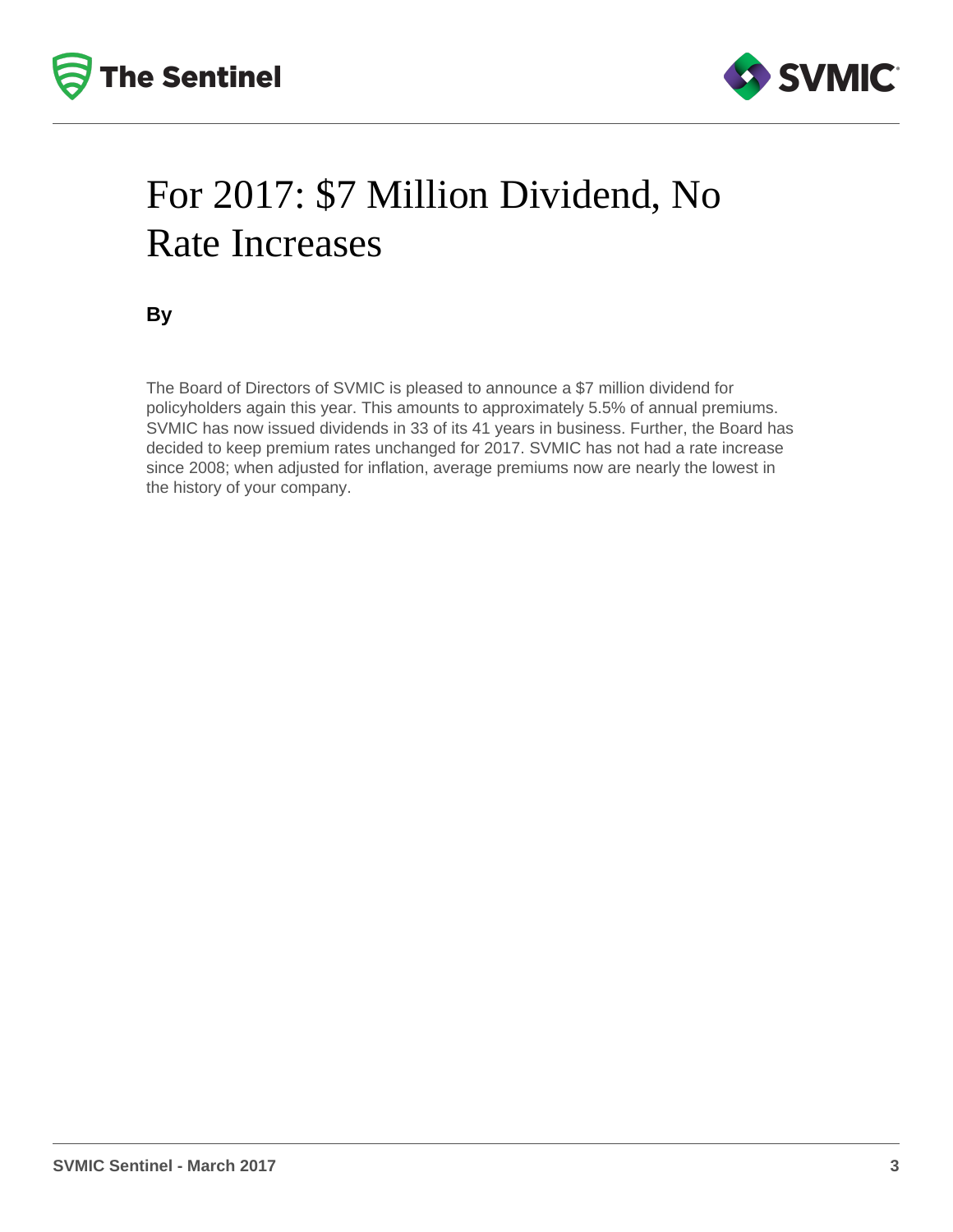# For 2017: $7 Million Dividend, No Rate Increases

**By**

The Board of Directors of SVMIC is pleased to announce a $7 million dividend for policyholders again this year. This amounts to approximately 5.5% of annual premiums. SVMIC has now issued dividends in 33 of its 41 years in business. Further, the Board has decided to keep premium rates unchanged for 2017. SVMIC has not had a rate increase since 2008; when adjusted for inflation, average premiums now are nearly the lowest in the history of your company.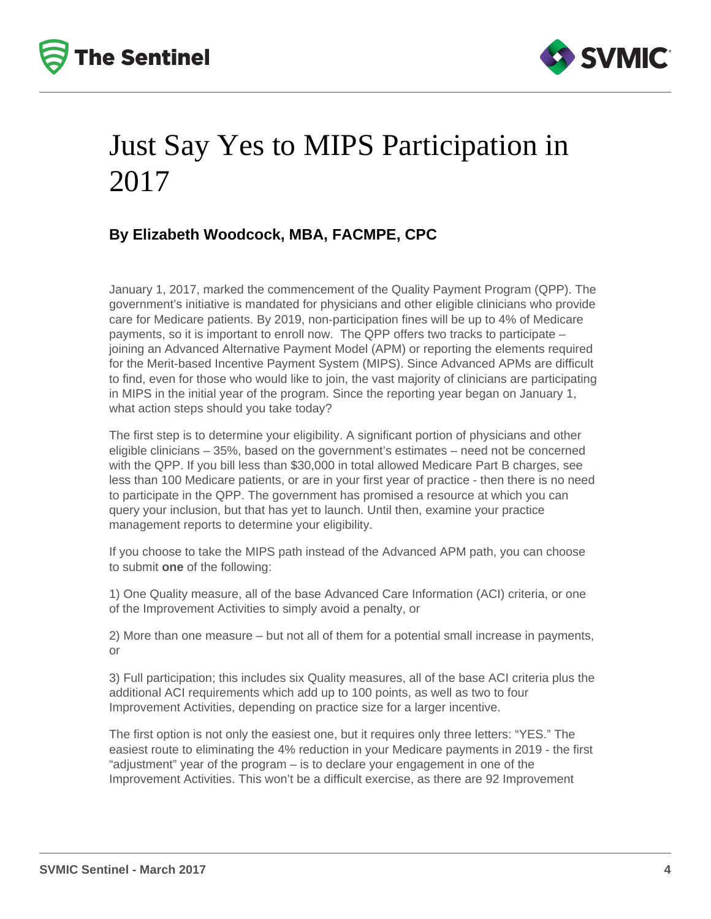# Just Say Yes to MIPS Participation in 2017

### By Elizabeth Woodcock, MBA, FACMPE, CPC

January 1, 2017, marked the commencement of the Quality Payment Program (QPP). The government's initiative is mandated for physicians and other eligible clinicians who provide care for Medicare patients. By 2019, non-participation fines will be up to 4% of Medicare payments, so it is important to enroll now. The QPP offers two tracks to participate – joining an Advanced Alternative Payment Model (APM) or reporting the elements required for the Merit-based Incentive Payment System (MIPS). Since Advanced APMs are difficult to find, even for those who would like to join, the vast majority of clinicians are participating in MIPS in the initial year of the program. Since the reporting year began on January 1, what action steps should you take today?

The first step is to determine your eligibility. A significant portion of physicians and other eligible clinicians – 35%, based on the government's estimates – need not be concerned with the QPP. If you bill less than $30,000 in total allowed Medicare Part B charges, see less than 100 Medicare patients, or are in your first year of practice - then there is no need to participate in the QPP. The government has promised a resource at which you can query your inclusion, but that has yet to launch. Until then, examine your practice management reports to determine your eligibility.

If you choose to take the MIPS path instead of the Advanced APM path, you can choose to submit **one** of the following:

1) One Quality measure, all of the base Advanced Care Information (ACI) criteria, or one of the Improvement Activities to simply avoid a penalty, or

2) More than one measure – but not all of them for a potential small increase in payments, or

3) Full participation; this includes six Quality measures, all of the base ACI criteria plus the additional ACI requirements which add up to 100 points, as well as two to four Improvement Activities, depending on practice size for a larger incentive.

The first option is not only the easiest one, but it requires only three letters: "YES." The easiest route to eliminating the 4% reduction in your Medicare payments in 2019 - the first "adjustment" year of the program – is to declare your engagement in one of the Improvement Activities. This won't be a difficult exercise, as there are 92 Improvement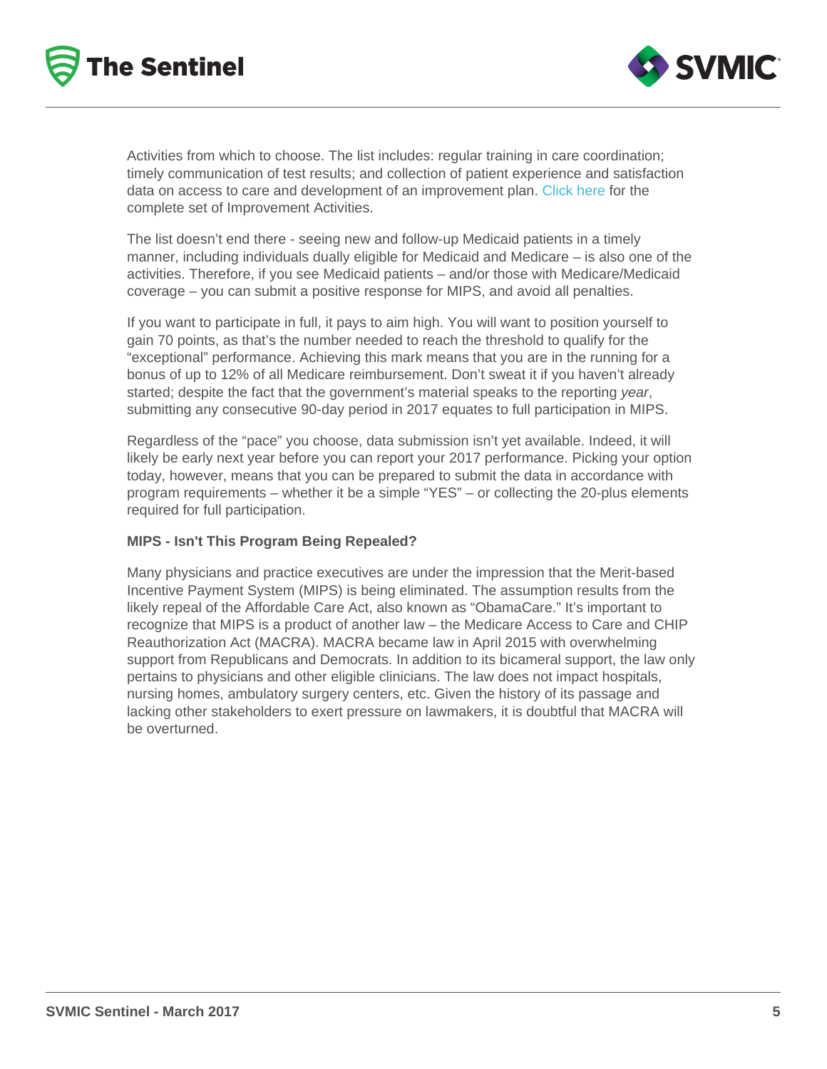Activities from which to choose. The list includes: regular training in care coordination; timely communication of test results; and collection of patient experience and satisfaction data on access to care and development of an improvement plan. Click here for the complete set of Improvement Activities.

The list doesn't end there - seeing new and follow-up Medicaid patients in a timely manner, including individuals dually eligible for Medicaid and Medicare – is also one of the activities. Therefore, if you see Medicaid patients – and/or those with Medicare/Medicaid coverage – you can submit a positive response for MIPS, and avoid all penalties.

If you want to participate in full, it pays to aim high. You will want to position yourself to gain 70 points, as that's the number needed to reach the threshold to qualify for the "exceptional" performance. Achieving this mark means that you are in the running for a bonus of up to 12% of all Medicare reimbursement. Don't sweat it if you haven't already started; despite the fact that the government's material speaks to the reporting *year*, submitting any consecutive 90-day period in 2017 equates to full participation in MIPS.

Regardless of the "pace" you choose, data submission isn't yet available. Indeed, it will likely be early next year before you can report your 2017 performance. Picking your option today, however, means that you can be prepared to submit the data in accordance with program requirements – whether it be a simple "YES" – or collecting the 20-plus elements required for full participation.

**MIPS - Isn't This Program Being Repealed?**

Many physicians and practice executives are under the impression that the Merit-based Incentive Payment System (MIPS) is being eliminated. The assumption results from the likely repeal of the Affordable Care Act, also known as "ObamaCare." It's important to recognize that MIPS is a product of another law – the Medicare Access to Care and CHIP Reauthorization Act (MACRA). MACRA became law in April 2015 with overwhelming support from Republicans and Democrats. In addition to its bicameral support, the law only pertains to physicians and other eligible clinicians. The law does not impact hospitals, nursing homes, ambulatory surgery centers, etc. Given the history of its passage and lacking other stakeholders to exert pressure on lawmakers, it is doubtful that MACRA will be overturned.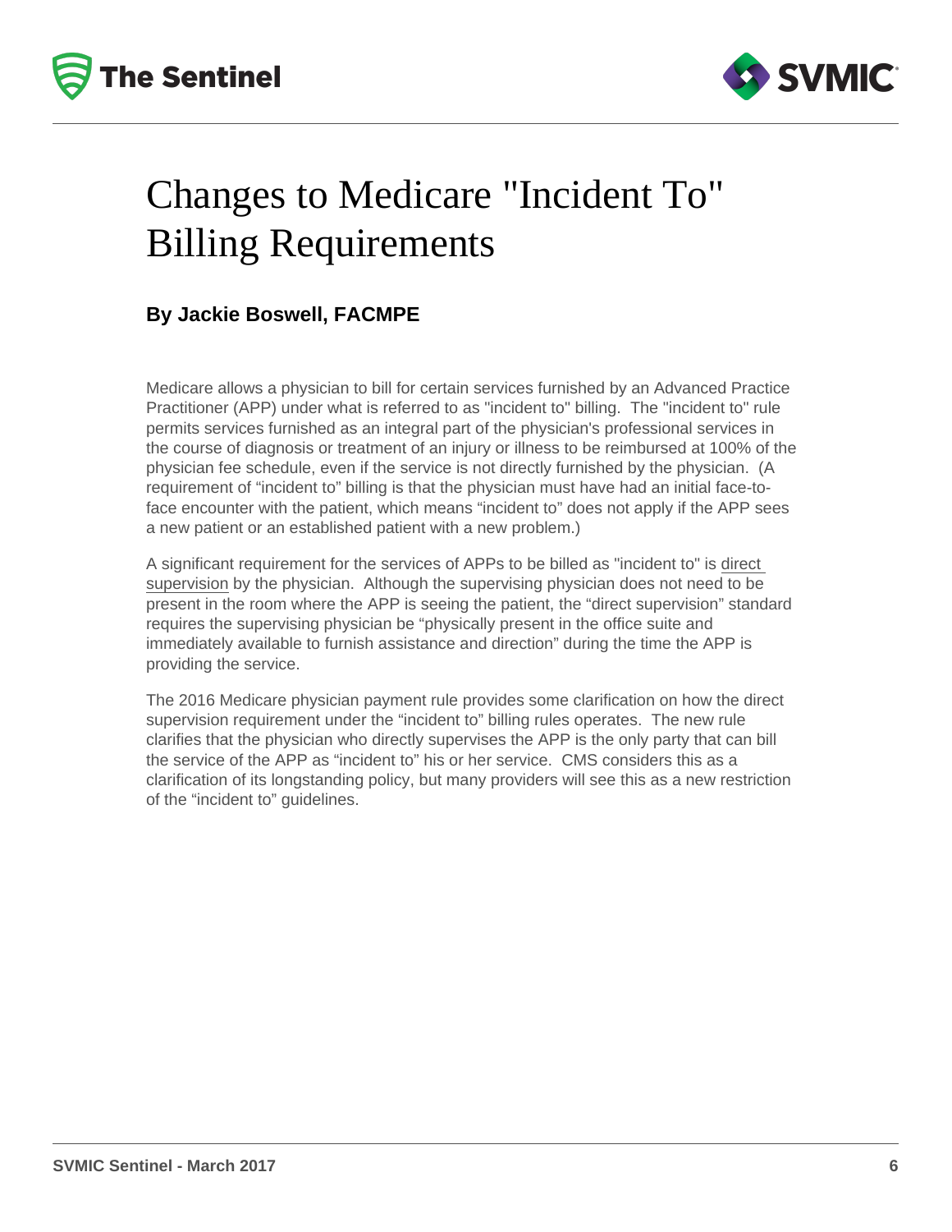# Changes to Medicare "Incident To" Billing Requirements

**By Jackie Boswell, FACMPE**

Medicare allows a physician to bill for certain services furnished by an Advanced Practice Practitioner (APP) under what is referred to as "incident to" billing. The "incident to" rule permits services furnished as an integral part of the physician's professional services in the course of diagnosis or treatment of an injury or illness to be reimbursed at 100% of the physician fee schedule, even if the service is not directly furnished by the physician. (A requirement of "incident to" billing is that the physician must have had an initial face-to-face encounter with the patient, which means "incident to" does not apply if the APP sees a new patient or an established patient with a new problem.)

A significant requirement for the services of APPs to be billed as "incident to" is direct supervision by the physician. Although the supervising physician does not need to be present in the room where the APP is seeing the patient, the "direct supervision" standard requires the supervising physician be "physically present in the office suite and immediately available to furnish assistance and direction" during the time the APP is providing the service.

The 2016 Medicare physician payment rule provides some clarification on how the direct supervision requirement under the "incident to" billing rules operates. The new rule clarifies that the physician who directly supervises the APP is the only party that can bill the service of the APP as "incident to" his or her service. CMS considers this as a clarification of its longstanding policy, but many providers will see this as a new restriction of the "incident to" guidelines.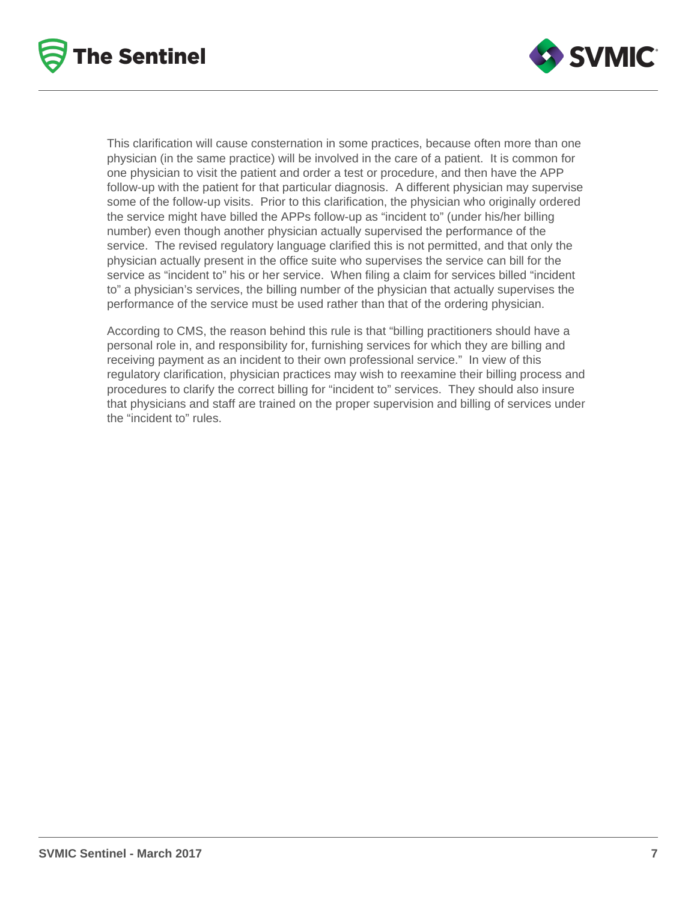This clarification will cause consternation in some practices, because often more than one physician (in the same practice) will be involved in the care of a patient. It is common for one physician to visit the patient and order a test or procedure, and then have the APP follow-up with the patient for that particular diagnosis. A different physician may supervise some of the follow-up visits. Prior to this clarification, the physician who originally ordered the service might have billed the APPs follow-up as "incident to" (under his/her billing number) even though another physician actually supervised the performance of the service. The revised regulatory language clarified this is not permitted, and that only the physician actually present in the office suite who supervises the service can bill for the service as "incident to" his or her service. When filing a claim for services billed "incident to" a physician's services, the billing number of the physician that actually supervises the performance of the service must be used rather than that of the ordering physician.

According to CMS, the reason behind this rule is that "billing practitioners should have a personal role in, and responsibility for, furnishing services for which they are billing and receiving payment as an incident to their own professional service." In view of this regulatory clarification, physician practices may wish to reexamine their billing process and procedures to clarify the correct billing for "incident to" services. They should also insure that physicians and staff are trained on the proper supervision and billing of services under the "incident to" rules.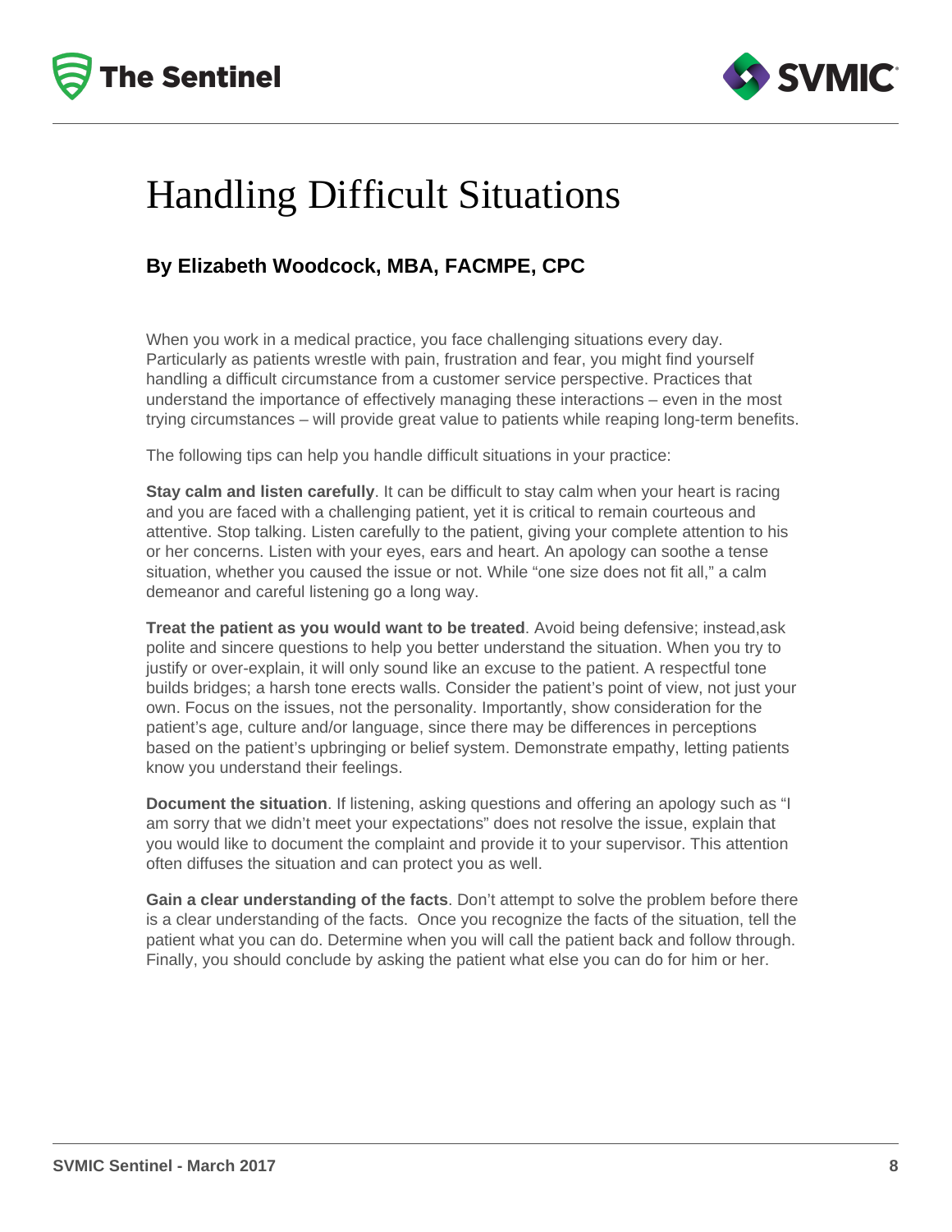# Handling Difficult Situations

### By Elizabeth Woodcock, MBA, FACMPE, CPC

When you work in a medical practice, you face challenging situations every day. Particularly as patients wrestle with pain, frustration and fear, you might find yourself handling a difficult circumstance from a customer service perspective. Practices that understand the importance of effectively managing these interactions – even in the most trying circumstances – will provide great value to patients while reaping long-term benefits.

The following tips can help you handle difficult situations in your practice:

**Stay calm and listen carefully**. It can be difficult to stay calm when your heart is racing and you are faced with a challenging patient, yet it is critical to remain courteous and attentive. Stop talking. Listen carefully to the patient, giving your complete attention to his or her concerns. Listen with your eyes, ears and heart. An apology can soothe a tense situation, whether you caused the issue or not. While "one size does not fit all," a calm demeanor and careful listening go a long way.

**Treat the patient as you would want to be treated**. Avoid being defensive; instead,ask polite and sincere questions to help you better understand the situation. When you try to justify or over-explain, it will only sound like an excuse to the patient. A respectful tone builds bridges; a harsh tone erects walls. Consider the patient's point of view, not just your own. Focus on the issues, not the personality. Importantly, show consideration for the patient's age, culture and/or language, since there may be differences in perceptions based on the patient's upbringing or belief system. Demonstrate empathy, letting patients know you understand their feelings.

**Document the situation**. If listening, asking questions and offering an apology such as "I am sorry that we didn't meet your expectations" does not resolve the issue, explain that you would like to document the complaint and provide it to your supervisor. This attention often diffuses the situation and can protect you as well.

**Gain a clear understanding of the facts**. Don't attempt to solve the problem before there is a clear understanding of the facts. Once you recognize the facts of the situation, tell the patient what you can do. Determine when you will call the patient back and follow through. Finally, you should conclude by asking the patient what else you can do for him or her.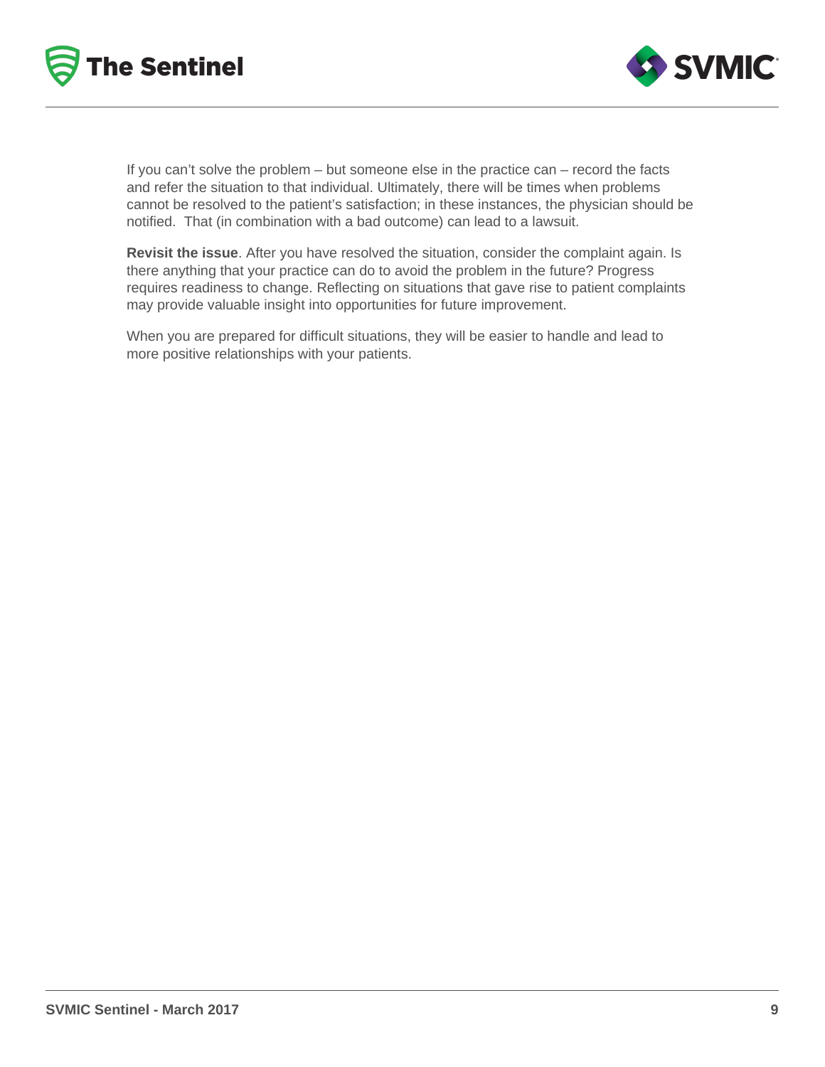If you can't solve the problem – but someone else in the practice can – record the facts and refer the situation to that individual. Ultimately, there will be times when problems cannot be resolved to the patient's satisfaction; in these instances, the physician should be notified.  That (in combination with a bad outcome) can lead to a lawsuit.

**Revisit the issue**. After you have resolved the situation, consider the complaint again. Is there anything that your practice can do to avoid the problem in the future? Progress requires readiness to change. Reflecting on situations that gave rise to patient complaints may provide valuable insight into opportunities for future improvement.

When you are prepared for difficult situations, they will be easier to handle and lead to more positive relationships with your patients.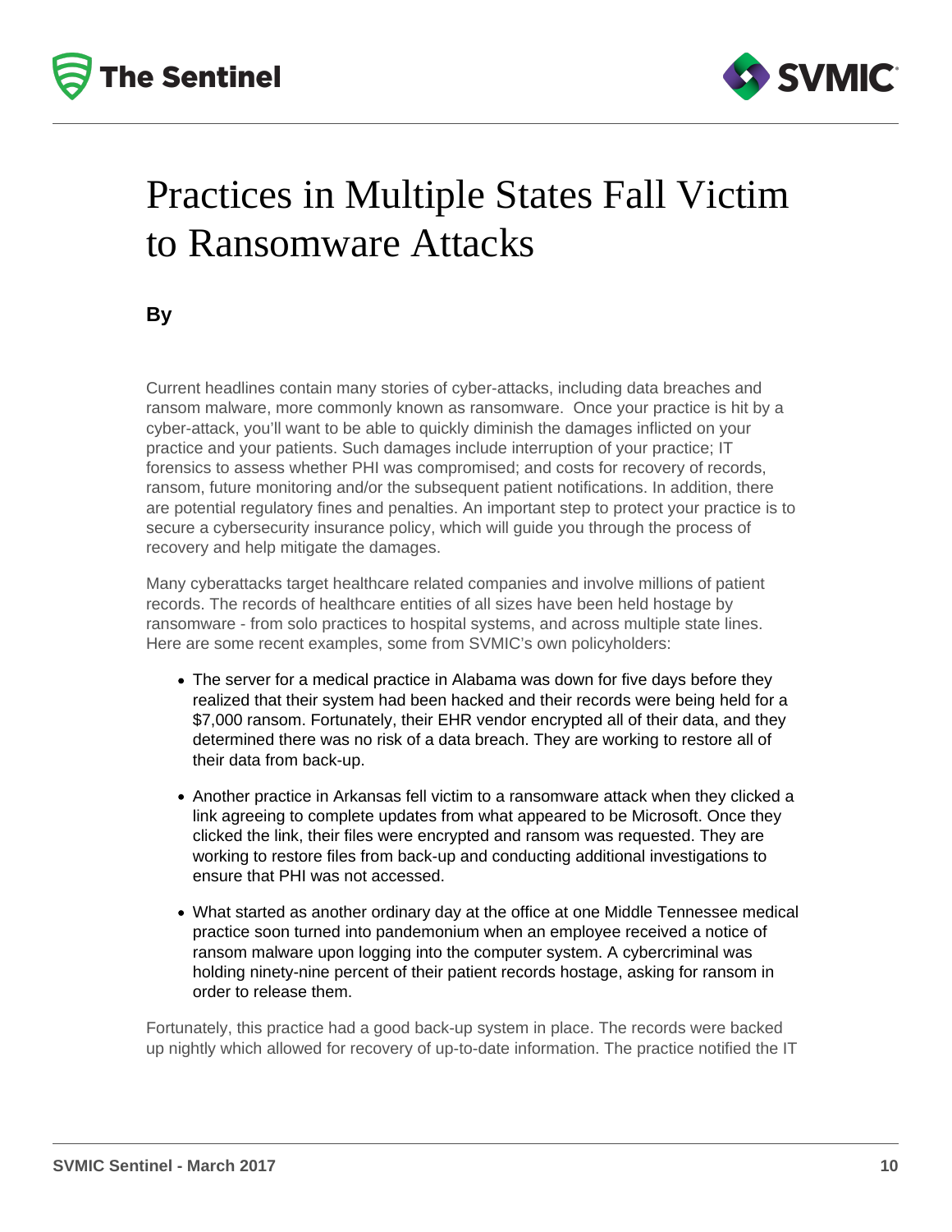# Practices in Multiple States Fall Victim to Ransomware Attacks

**By**

Current headlines contain many stories of cyber-attacks, including data breaches and ransom malware, more commonly known as ransomware. Once your practice is hit by a cyber-attack, you'll want to be able to quickly diminish the damages inflicted on your practice and your patients. Such damages include interruption of your practice; IT forensics to assess whether PHI was compromised; and costs for recovery of records, ransom, future monitoring and/or the subsequent patient notifications. In addition, there are potential regulatory fines and penalties. An important step to protect your practice is to secure a cybersecurity insurance policy, which will guide you through the process of recovery and help mitigate the damages.

Many cyberattacks target healthcare related companies and involve millions of patient records. The records of healthcare entities of all sizes have been held hostage by ransomware - from solo practices to hospital systems, and across multiple state lines. Here are some recent examples, some from SVMIC's own policyholders:

- The server for a medical practice in Alabama was down for five days before they realized that their system had been hacked and their records were being held for a $7,000 ransom. Fortunately, their EHR vendor encrypted all of their data, and they determined there was no risk of a data breach. They are working to restore all of their data from back-up.
- Another practice in Arkansas fell victim to a ransomware attack when they clicked a link agreeing to complete updates from what appeared to be Microsoft. Once they clicked the link, their files were encrypted and ransom was requested. They are working to restore files from back-up and conducting additional investigations to ensure that PHI was not accessed.
- What started as another ordinary day at the office at one Middle Tennessee medical practice soon turned into pandemonium when an employee received a notice of ransom malware upon logging into the computer system. A cybercriminal was holding ninety-nine percent of their patient records hostage, asking for ransom in order to release them.

Fortunately, this practice had a good back-up system in place. The records were backed up nightly which allowed for recovery of up-to-date information. The practice notified the IT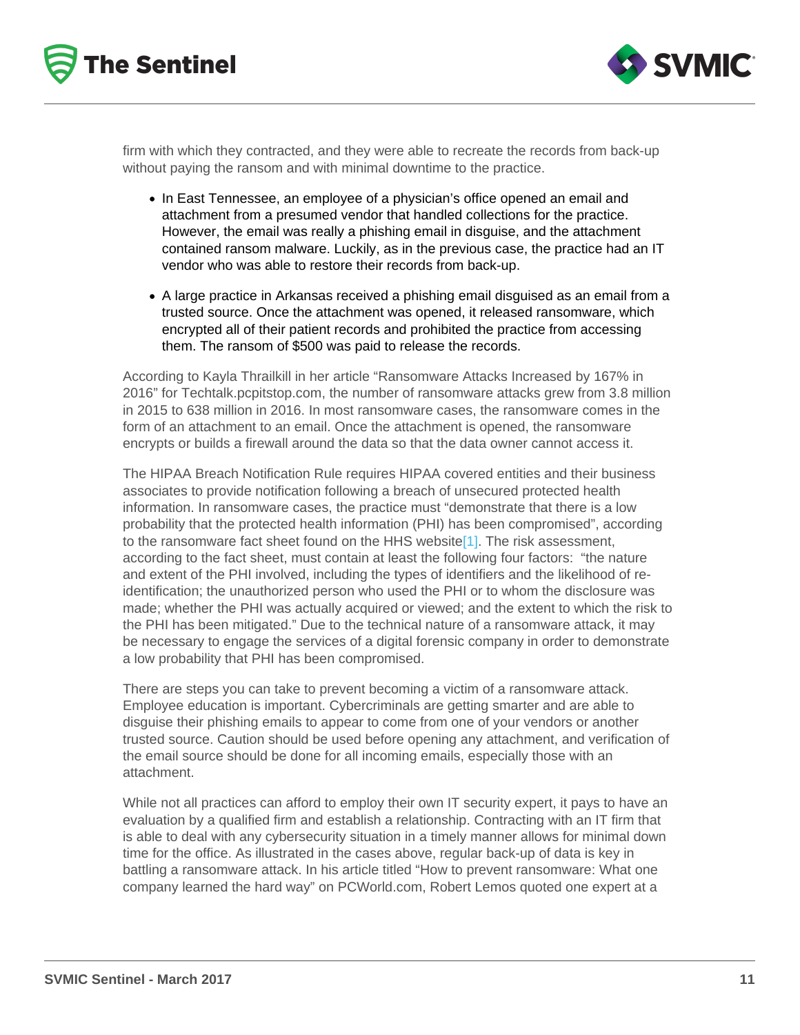firm with which they contracted, and they were able to recreate the records from back-up without paying the ransom and with minimal downtime to the practice.

- In East Tennessee, an employee of a physician's office opened an email and attachment from a presumed vendor that handled collections for the practice. However, the email was really a phishing email in disguise, and the attachment contained ransom malware. Luckily, as in the previous case, the practice had an IT vendor who was able to restore their records from back-up.
- A large practice in Arkansas received a phishing email disguised as an email from a trusted source. Once the attachment was opened, it released ransomware, which encrypted all of their patient records and prohibited the practice from accessing them. The ransom of $500 was paid to release the records.

According to Kayla Thrailkill in her article "Ransomware Attacks Increased by 167% in 2016" for Techtalk.pcpitstop.com, the number of ransomware attacks grew from 3.8 million in 2015 to 638 million in 2016. In most ransomware cases, the ransomware comes in the form of an attachment to an email. Once the attachment is opened, the ransomware encrypts or builds a firewall around the data so that the data owner cannot access it.

The HIPAA Breach Notification Rule requires HIPAA covered entities and their business associates to provide notification following a breach of unsecured protected health information. In ransomware cases, the practice must "demonstrate that there is a low probability that the protected health information (PHI) has been compromised", according to the ransomware fact sheet found on the HHS website[1]. The risk assessment, according to the fact sheet, must contain at least the following four factors: "the nature and extent of the PHI involved, including the types of identifiers and the likelihood of re-identification; the unauthorized person who used the PHI or to whom the disclosure was made; whether the PHI was actually acquired or viewed; and the extent to which the risk to the PHI has been mitigated." Due to the technical nature of a ransomware attack, it may be necessary to engage the services of a digital forensic company in order to demonstrate a low probability that PHI has been compromised.

There are steps you can take to prevent becoming a victim of a ransomware attack. Employee education is important. Cybercriminals are getting smarter and are able to disguise their phishing emails to appear to come from one of your vendors or another trusted source. Caution should be used before opening any attachment, and verification of the email source should be done for all incoming emails, especially those with an attachment.

While not all practices can afford to employ their own IT security expert, it pays to have an evaluation by a qualified firm and establish a relationship. Contracting with an IT firm that is able to deal with any cybersecurity situation in a timely manner allows for minimal down time for the office. As illustrated in the cases above, regular back-up of data is key in battling a ransomware attack. In his article titled "How to prevent ransomware: What one company learned the hard way" on PCWorld.com, Robert Lemos quoted one expert at a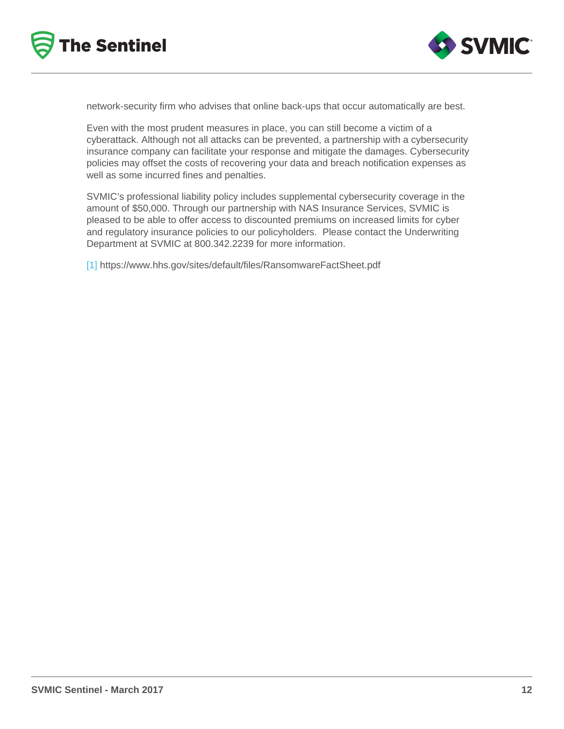network-security firm who advises that online back-ups that occur automatically are best.

Even with the most prudent measures in place, you can still become a victim of a cyberattack. Although not all attacks can be prevented, a partnership with a cybersecurity insurance company can facilitate your response and mitigate the damages. Cybersecurity policies may offset the costs of recovering your data and breach notification expenses as well as some incurred fines and penalties.

SVMIC's professional liability policy includes supplemental cybersecurity coverage in the amount of $50,000. Through our partnership with NAS Insurance Services, SVMIC is pleased to be able to offer access to discounted premiums on increased limits for cyber and regulatory insurance policies to our policyholders.  Please contact the Underwriting Department at SVMIC at 800.342.2239 for more information.

[1] https://www.hhs.gov/sites/default/files/RansomwareFactSheet.pdf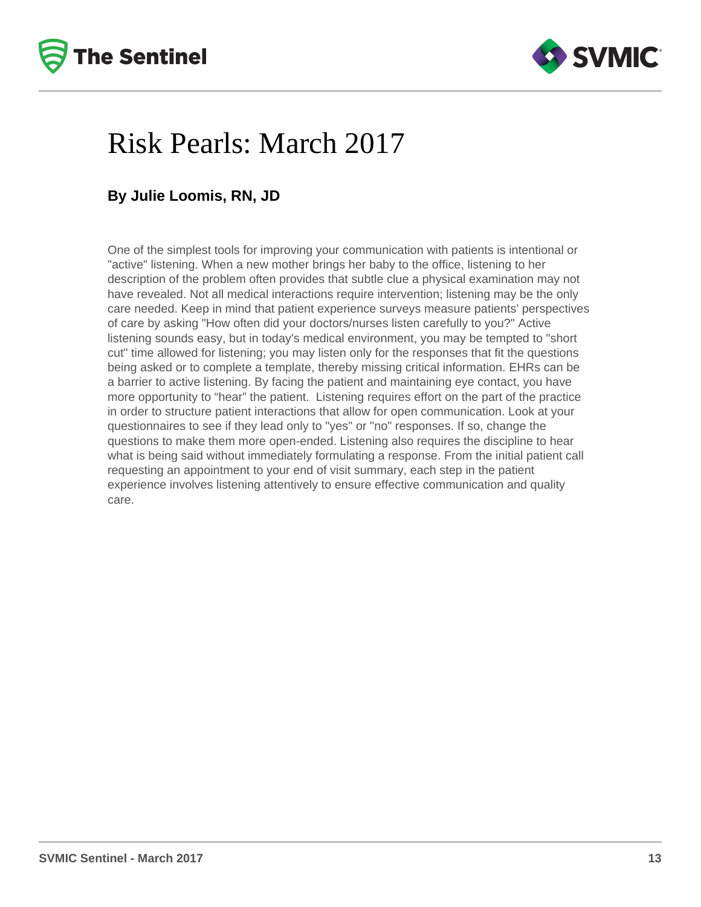# Risk Pearls: March 2017

**By Julie Loomis, RN, JD**

One of the simplest tools for improving your communication with patients is intentional or "active" listening. When a new mother brings her baby to the office, listening to her description of the problem often provides that subtle clue a physical examination may not have revealed. Not all medical interactions require intervention; listening may be the only care needed. Keep in mind that patient experience surveys measure patients' perspectives of care by asking "How often did your doctors/nurses listen carefully to you?" Active listening sounds easy, but in today's medical environment, you may be tempted to "short cut" time allowed for listening; you may listen only for the responses that fit the questions being asked or to complete a template, thereby missing critical information. EHRs can be a barrier to active listening. By facing the patient and maintaining eye contact, you have more opportunity to "hear" the patient. Listening requires effort on the part of the practice in order to structure patient interactions that allow for open communication. Look at your questionnaires to see if they lead only to "yes" or "no" responses. If so, change the questions to make them more open-ended. Listening also requires the discipline to hear what is being said without immediately formulating a response. From the initial patient call requesting an appointment to your end of visit summary, each step in the patient experience involves listening attentively to ensure effective communication and quality care.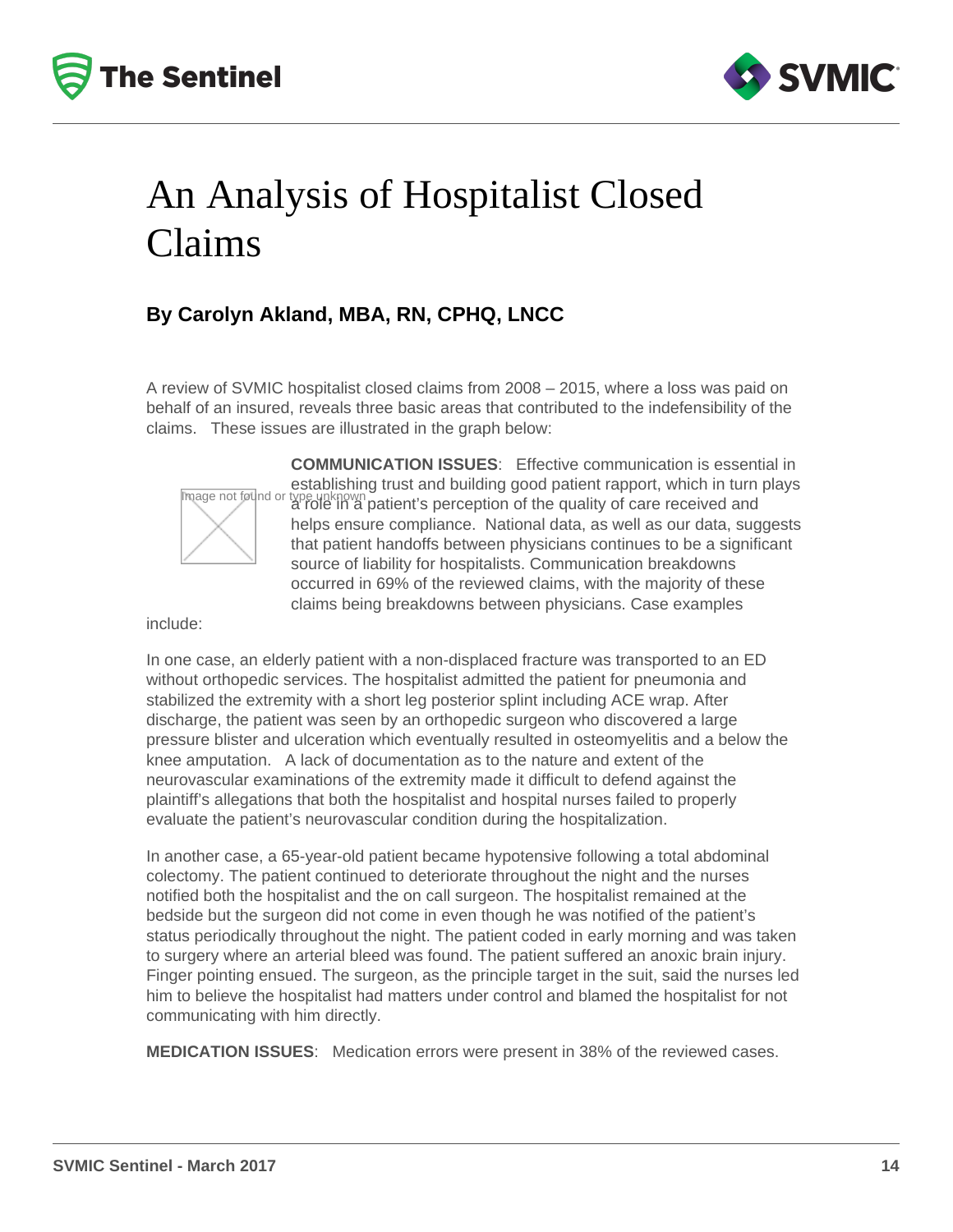# An Analysis of Hospitalist Closed Claims

### By Carolyn Akland, MBA, RN, CPHQ, LNCC

A review of SVMIC hospitalist closed claims from 2008 – 2015, where a loss was paid on behalf of an insured, reveals three basic areas that contributed to the indefensibility of the claims.   These issues are illustrated in the graph below:

Image not found or type unknown

**COMMUNICATION ISSUES**:   Effective communication is essential in establishing trust and building good patient rapport, which in turn plays a role in a patient's perception of the quality of care received and helps ensure compliance.  National data, as well as our data, suggests that patient handoffs between physicians continues to be a significant source of liability for hospitalists. Communication breakdowns occurred in 69% of the reviewed claims, with the majority of these claims being breakdowns between physicians. Case examples include:

In one case, an elderly patient with a non-displaced fracture was transported to an ED without orthopedic services. The hospitalist admitted the patient for pneumonia and stabilized the extremity with a short leg posterior splint including ACE wrap. After discharge, the patient was seen by an orthopedic surgeon who discovered a large pressure blister and ulceration which eventually resulted in osteomyelitis and a below the knee amputation.   A lack of documentation as to the nature and extent of the neurovascular examinations of the extremity made it difficult to defend against the plaintiff's allegations that both the hospitalist and hospital nurses failed to properly evaluate the patient's neurovascular condition during the hospitalization.

In another case, a 65-year-old patient became hypotensive following a total abdominal colectomy. The patient continued to deteriorate throughout the night and the nurses notified both the hospitalist and the on call surgeon. The hospitalist remained at the bedside but the surgeon did not come in even though he was notified of the patient's status periodically throughout the night. The patient coded in early morning and was taken to surgery where an arterial bleed was found. The patient suffered an anoxic brain injury. Finger pointing ensued. The surgeon, as the principle target in the suit, said the nurses led him to believe the hospitalist had matters under control and blamed the hospitalist for not communicating with him directly.

**MEDICATION ISSUES**:   Medication errors were present in 38% of the reviewed cases.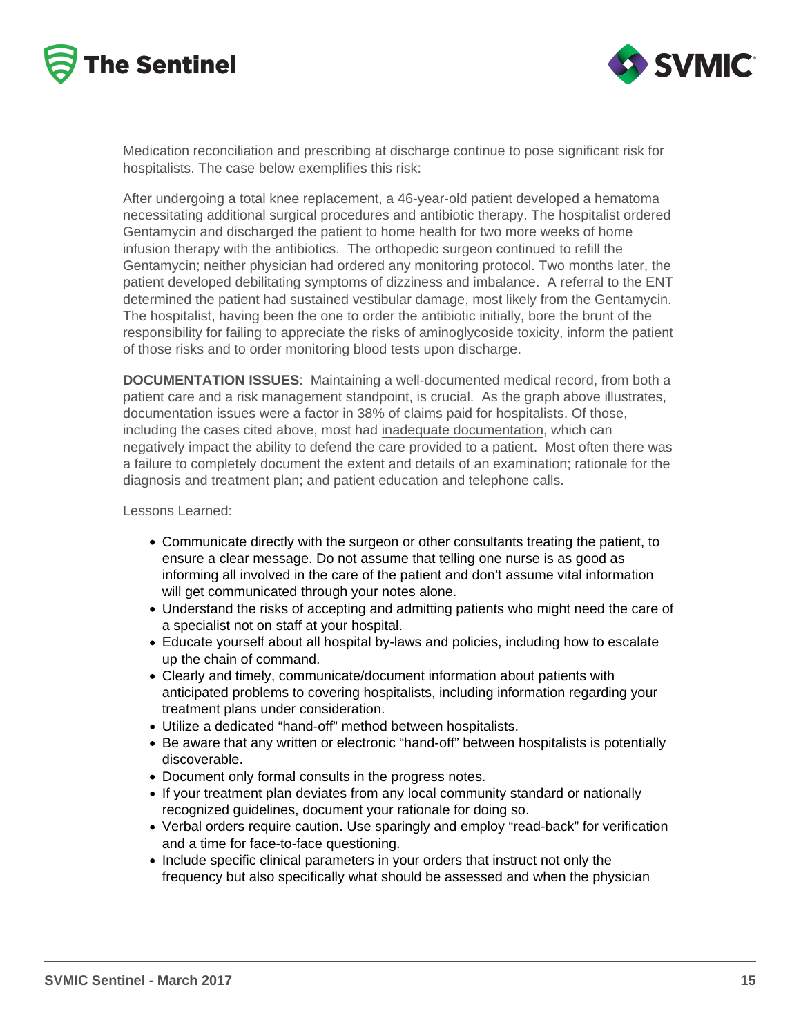Medication reconciliation and prescribing at discharge continue to pose significant risk for hospitalists. The case below exemplifies this risk:

After undergoing a total knee replacement, a 46-year-old patient developed a hematoma necessitating additional surgical procedures and antibiotic therapy. The hospitalist ordered Gentamycin and discharged the patient to home health for two more weeks of home infusion therapy with the antibiotics. The orthopedic surgeon continued to refill the Gentamycin; neither physician had ordered any monitoring protocol. Two months later, the patient developed debilitating symptoms of dizziness and imbalance. A referral to the ENT determined the patient had sustained vestibular damage, most likely from the Gentamycin. The hospitalist, having been the one to order the antibiotic initially, bore the brunt of the responsibility for failing to appreciate the risks of aminoglycoside toxicity, inform the patient of those risks and to order monitoring blood tests upon discharge.

**DOCUMENTATION ISSUES**: Maintaining a well-documented medical record, from both a patient care and a risk management standpoint, is crucial. As the graph above illustrates, documentation issues were a factor in 38% of claims paid for hospitalists. Of those, including the cases cited above, most had inadequate documentation, which can negatively impact the ability to defend the care provided to a patient. Most often there was a failure to completely document the extent and details of an examination; rationale for the diagnosis and treatment plan; and patient education and telephone calls.

Lessons Learned:

- Communicate directly with the surgeon or other consultants treating the patient, to ensure a clear message. Do not assume that telling one nurse is as good as informing all involved in the care of the patient and don't assume vital information will get communicated through your notes alone.
- Understand the risks of accepting and admitting patients who might need the care of a specialist not on staff at your hospital.
- Educate yourself about all hospital by-laws and policies, including how to escalate up the chain of command.
- Clearly and timely, communicate/document information about patients with anticipated problems to covering hospitalists, including information regarding your treatment plans under consideration.
- Utilize a dedicated "hand-off" method between hospitalists.
- Be aware that any written or electronic "hand-off" between hospitalists is potentially discoverable.
- Document only formal consults in the progress notes.
- If your treatment plan deviates from any local community standard or nationally recognized guidelines, document your rationale for doing so.
- Verbal orders require caution. Use sparingly and employ "read-back" for verification and a time for face-to-face questioning.
- Include specific clinical parameters in your orders that instruct not only the frequency but also specifically what should be assessed and when the physician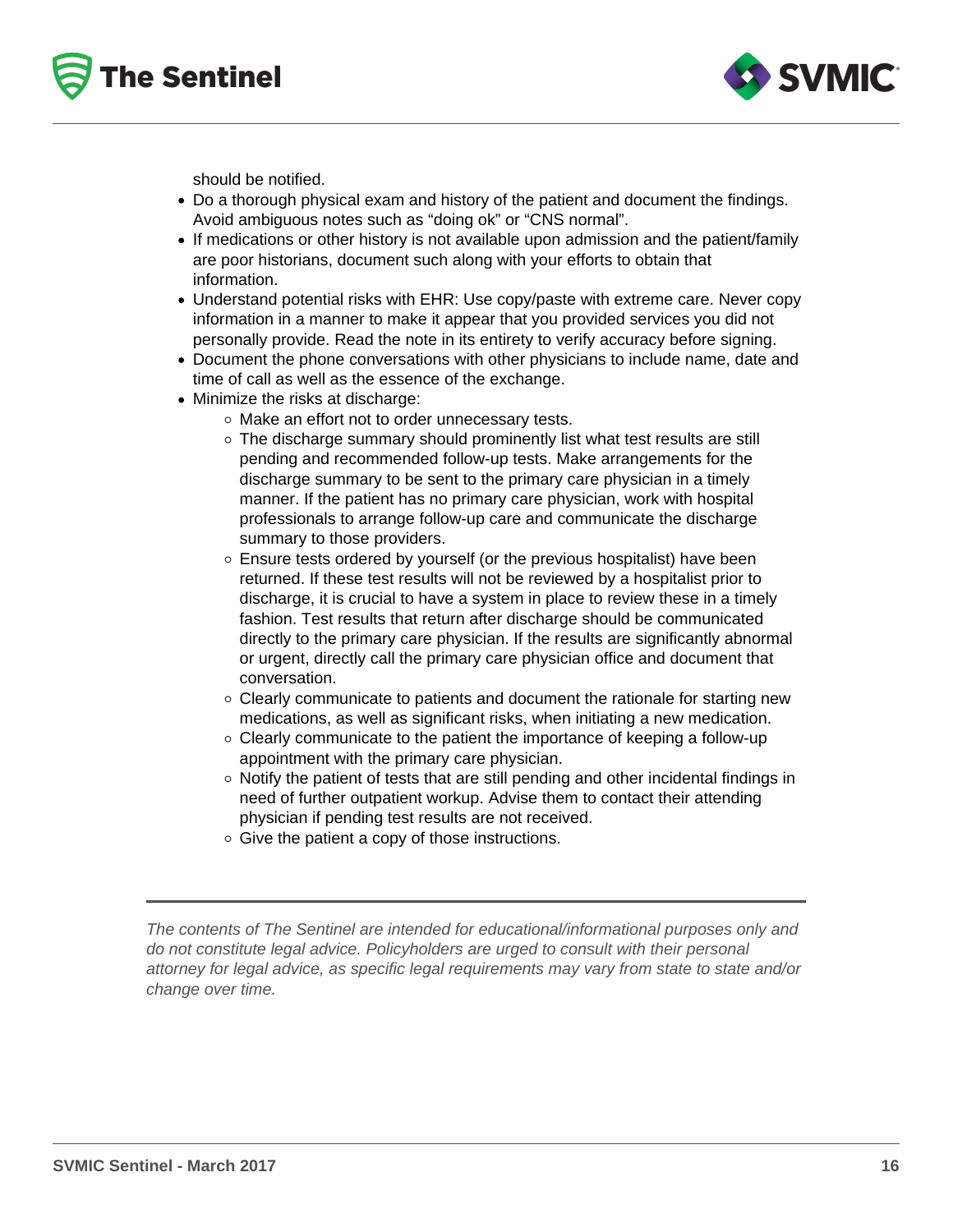should be notified.

- Do a thorough physical exam and history of the patient and document the findings. Avoid ambiguous notes such as "doing ok" or "CNS normal".
- If medications or other history is not available upon admission and the patient/family are poor historians, document such along with your efforts to obtain that information.
- Understand potential risks with EHR: Use copy/paste with extreme care. Never copy information in a manner to make it appear that you provided services you did not personally provide. Read the note in its entirety to verify accuracy before signing.
- Document the phone conversations with other physicians to include name, date and time of call as well as the essence of the exchange.
- Minimize the risks at discharge:
    - Make an effort not to order unnecessary tests.
    - The discharge summary should prominently list what test results are still pending and recommended follow-up tests. Make arrangements for the discharge summary to be sent to the primary care physician in a timely manner. If the patient has no primary care physician, work with hospital professionals to arrange follow-up care and communicate the discharge summary to those providers.
    - Ensure tests ordered by yourself (or the previous hospitalist) have been returned. If these test results will not be reviewed by a hospitalist prior to discharge, it is crucial to have a system in place to review these in a timely fashion. Test results that return after discharge should be communicated directly to the primary care physician. If the results are significantly abnormal or urgent, directly call the primary care physician office and document that conversation.
    - Clearly communicate to patients and document the rationale for starting new medications, as well as significant risks, when initiating a new medication.
    - Clearly communicate to the patient the importance of keeping a follow-up appointment with the primary care physician.
    - Notify the patient of tests that are still pending and other incidental findings in need of further outpatient workup. Advise them to contact their attending physician if pending test results are not received.
    - Give the patient a copy of those instructions.

---

*The contents of The Sentinel are intended for educational/informational purposes only and do not constitute legal advice. Policyholders are urged to consult with their personal attorney for legal advice, as specific legal requirements may vary from state to state and/or change over time.*